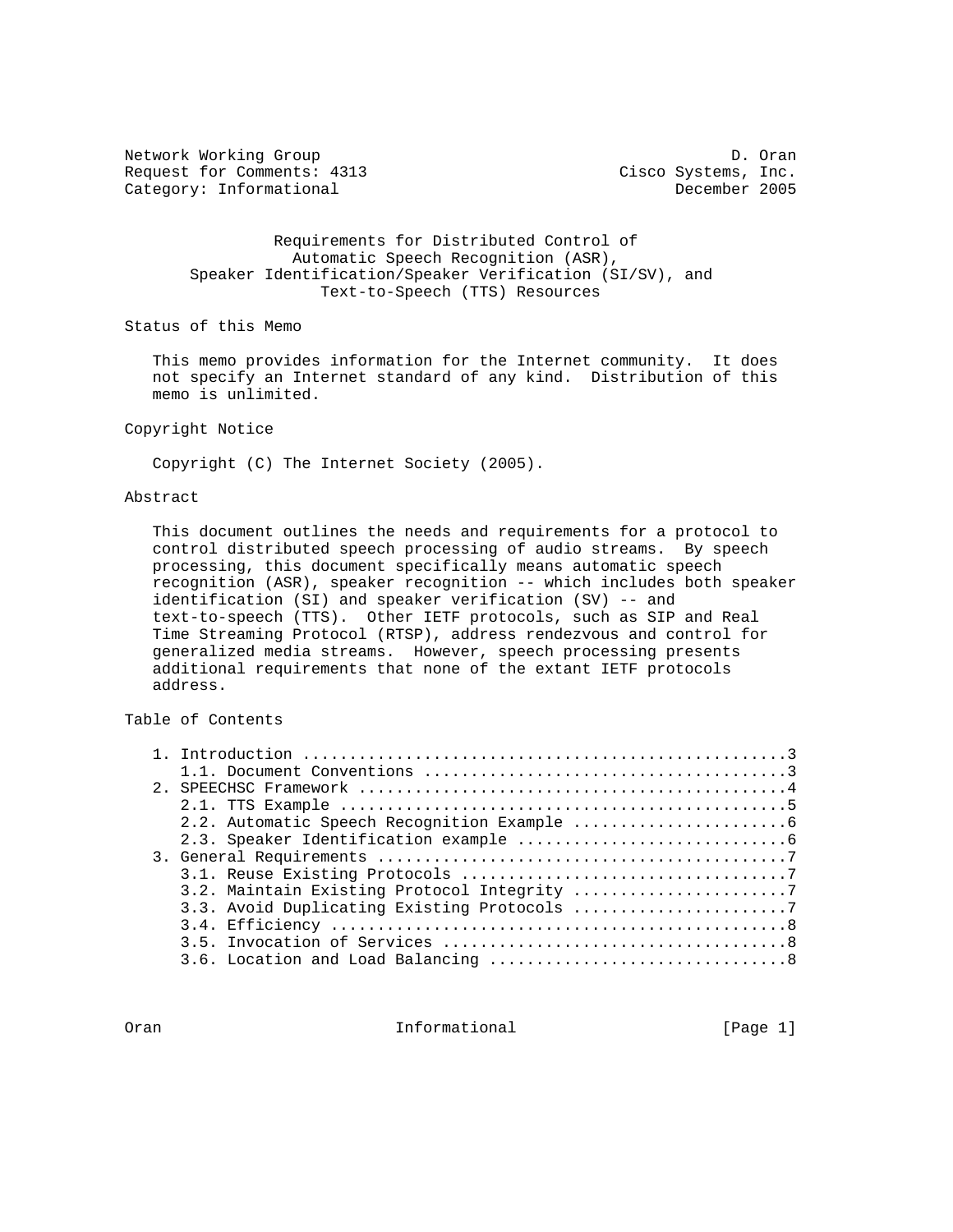Network Working Group D. Oran
Request for Comments: 4313 Cisco Systems, Inc.
Category: Informational December 2005

# Requirements for Distributed Control of Automatic Speech Recognition (ASR), Speaker Identification/Speaker Verification (SI/SV), and Text-to-Speech (TTS) Resources

## Status of this Memo

This memo provides information for the Internet community. It does not specify an Internet standard of any kind. Distribution of this memo is unlimited.

## Copyright Notice

Copyright (C) The Internet Society (2005).

## Abstract

This document outlines the needs and requirements for a protocol to control distributed speech processing of audio streams. By speech processing, this document specifically means automatic speech recognition (ASR), speaker recognition -- which includes both speaker identification (SI) and speaker verification (SV) -- and text-to-speech (TTS). Other IETF protocols, such as SIP and Real Time Streaming Protocol (RTSP), address rendezvous and control for generalized media streams. However, speech processing presents additional requirements that none of the extant IETF protocols address.

## Table of Contents

```
1. Introduction ....................................................3
   1.1. Document Conventions .......................................3
2. SPEECHSC Framework ..............................................4
   2.1. TTS Example ................................................5
   2.2. Automatic Speech Recognition Example .......................6
   2.3. Speaker Identification example .............................6
3. General Requirements ............................................7
   3.1. Reuse Existing Protocols ...................................7
   3.2. Maintain Existing Protocol Integrity .......................7
   3.3. Avoid Duplicating Existing Protocols .......................7
   3.4. Efficiency .................................................8
   3.5. Invocation of Services .....................................8
   3.6. Location and Load Balancing ................................8
```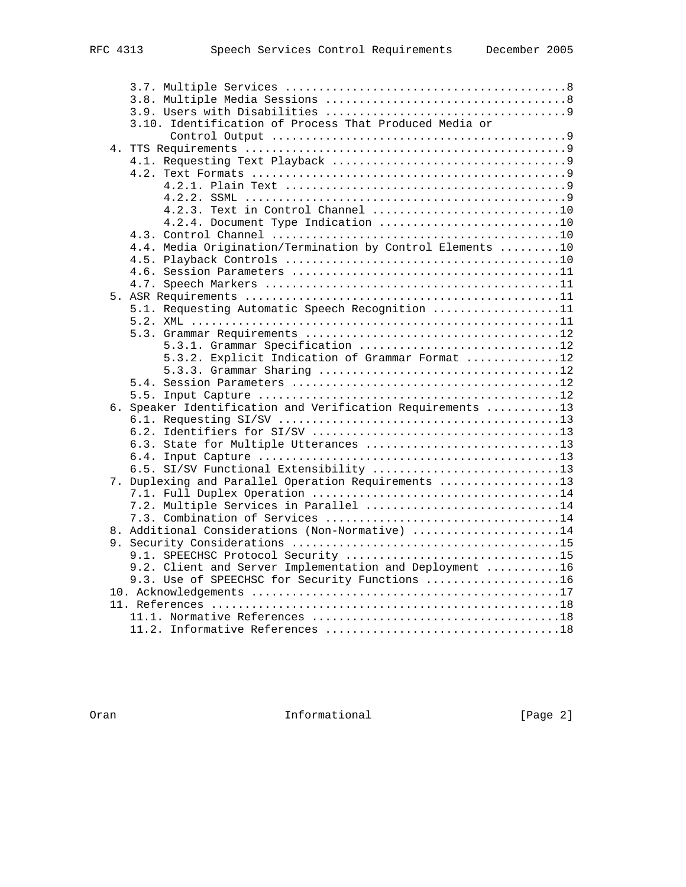```
      3.7. Multiple Services .........................................8
      3.8. Multiple Media Sessions ...................................8
      3.9. Users with Disabilities ...................................9
      3.10. Identification of Process That Produced Media or
            Control Output ...........................................9
   4. TTS Requirements ...............................................9
      4.1. Requesting Text Playback ..................................9
      4.2. Text Formats ..............................................9
           4.2.1. Plain Text .........................................9
           4.2.2. SSML ...............................................9
           4.2.3. Text in Control Channel ...........................10
           4.2.4. Document Type Indication ..........................10
      4.3. Control Channel ..........................................10
      4.4. Media Origination/Termination by Control Elements ........10
      4.5. Playback Controls ........................................10
      4.6. Session Parameters .......................................11
      4.7. Speech Markers ...........................................11
   5. ASR Requirements ..............................................11
      5.1. Requesting Automatic Speech Recognition ..................11
      5.2. XML ......................................................11
      5.3. Grammar Requirements .....................................12
           5.3.1. Grammar Specification .............................12
           5.3.2. Explicit Indication of Grammar Format .............12
           5.3.3. Grammar Sharing ...................................12
      5.4. Session Parameters .......................................12
      5.5. Input Capture ............................................12
   6. Speaker Identification and Verification Requirements ..........13
      6.1. Requesting SI/SV .........................................13
      6.2. Identifiers for SI/SV ....................................13
      6.3. State for Multiple Utterances ............................13
      6.4. Input Capture ............................................13
      6.5. SI/SV Functional Extensibility ...........................13
   7. Duplexing and Parallel Operation Requirements .................13
      7.1. Full Duplex Operation ....................................14
      7.2. Multiple Services in Parallel ............................14
      7.3. Combination of Services ..................................14
   8. Additional Considerations (Non-Normative) .....................14
   9. Security Considerations .......................................15
      9.1. SPEECHSC Protocol Security ...............................15
      9.2. Client and Server Implementation and Deployment ..........16
      9.3. Use of SPEECHSC for Security Functions ...................16
   10. Acknowledgements .............................................17
   11. References ...................................................18
      11.1. Normative References ....................................18
      11.2. Informative References ..................................18
```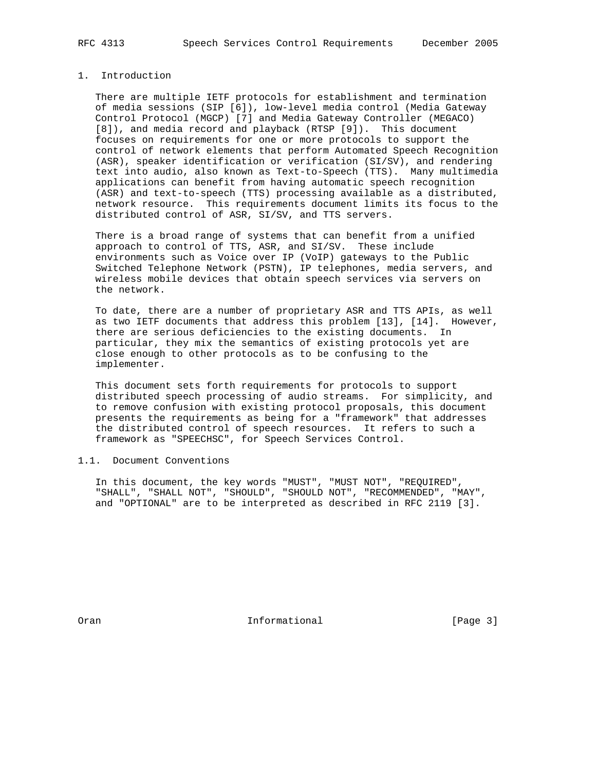# 1. Introduction

There are multiple IETF protocols for establishment and termination of media sessions (SIP [6]), low-level media control (Media Gateway Control Protocol (MGCP) [7] and Media Gateway Controller (MEGACO) [8]), and media record and playback (RTSP [9]). This document focuses on requirements for one or more protocols to support the control of network elements that perform Automated Speech Recognition (ASR), speaker identification or verification (SI/SV), and rendering text into audio, also known as Text-to-Speech (TTS). Many multimedia applications can benefit from having automatic speech recognition (ASR) and text-to-speech (TTS) processing available as a distributed, network resource. This requirements document limits its focus to the distributed control of ASR, SI/SV, and TTS servers.

There is a broad range of systems that can benefit from a unified approach to control of TTS, ASR, and SI/SV. These include environments such as Voice over IP (VoIP) gateways to the Public Switched Telephone Network (PSTN), IP telephones, media servers, and wireless mobile devices that obtain speech services via servers on the network.

To date, there are a number of proprietary ASR and TTS APIs, as well as two IETF documents that address this problem [13], [14]. However, there are serious deficiencies to the existing documents. In particular, they mix the semantics of existing protocols yet are close enough to other protocols as to be confusing to the implementer.

This document sets forth requirements for protocols to support distributed speech processing of audio streams. For simplicity, and to remove confusion with existing protocol proposals, this document presents the requirements as being for a "framework" that addresses the distributed control of speech resources. It refers to such a framework as "SPEECHSC", for Speech Services Control.

## 1.1. Document Conventions

In this document, the key words "MUST", "MUST NOT", "REQUIRED", "SHALL", "SHALL NOT", "SHOULD", "SHOULD NOT", "RECOMMENDED", "MAY", and "OPTIONAL" are to be interpreted as described in RFC 2119 [3].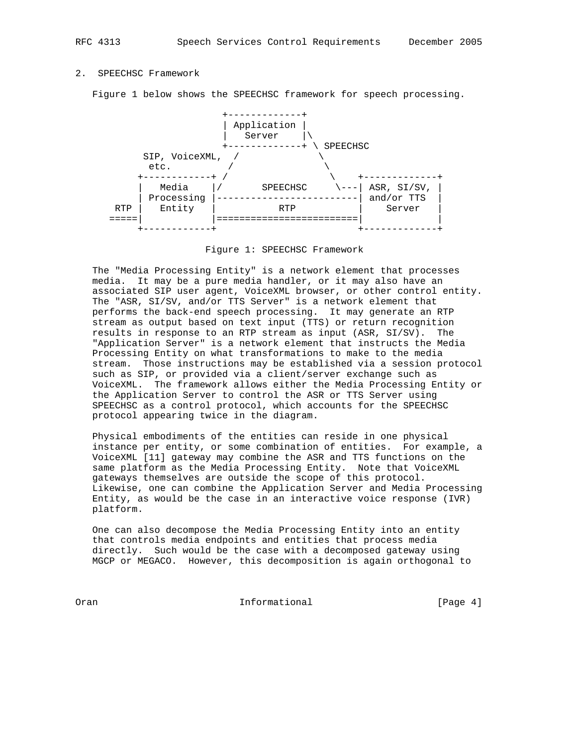## 2. SPEECHSC Framework

Figure 1 below shows the SPEECHSC framework for speech processing.

```
                          +-------------+
                          | Application |
                          |   Server    |\
                          +-------------+ \ SPEECHSC
            SIP, VoiceXML,  /              \
             etc.          /                \
           +------------+ /                  \    +-------------+
           |   Media    |/       SPEECHSC     \---| ASR, SI/SV, |
           | Processing |-------------------------| and/or TTS  |
       RTP |   Entity   |           RTP           |    Server   |
      =====|            |=========================|             |
           +------------+                         +-------------+
```

Figure 1: SPEECHSC Framework

The "Media Processing Entity" is a network element that processes media. It may be a pure media handler, or it may also have an associated SIP user agent, VoiceXML browser, or other control entity. The "ASR, SI/SV, and/or TTS Server" is a network element that performs the back-end speech processing. It may generate an RTP stream as output based on text input (TTS) or return recognition results in response to an RTP stream as input (ASR, SI/SV). The "Application Server" is a network element that instructs the Media Processing Entity on what transformations to make to the media stream. Those instructions may be established via a session protocol such as SIP, or provided via a client/server exchange such as VoiceXML. The framework allows either the Media Processing Entity or the Application Server to control the ASR or TTS Server using SPEECHSC as a control protocol, which accounts for the SPEECHSC protocol appearing twice in the diagram.

Physical embodiments of the entities can reside in one physical instance per entity, or some combination of entities. For example, a VoiceXML [11] gateway may combine the ASR and TTS functions on the same platform as the Media Processing Entity. Note that VoiceXML gateways themselves are outside the scope of this protocol. Likewise, one can combine the Application Server and Media Processing Entity, as would be the case in an interactive voice response (IVR) platform.

One can also decompose the Media Processing Entity into an entity that controls media endpoints and entities that process media directly. Such would be the case with a decomposed gateway using MGCP or MEGACO. However, this decomposition is again orthogonal to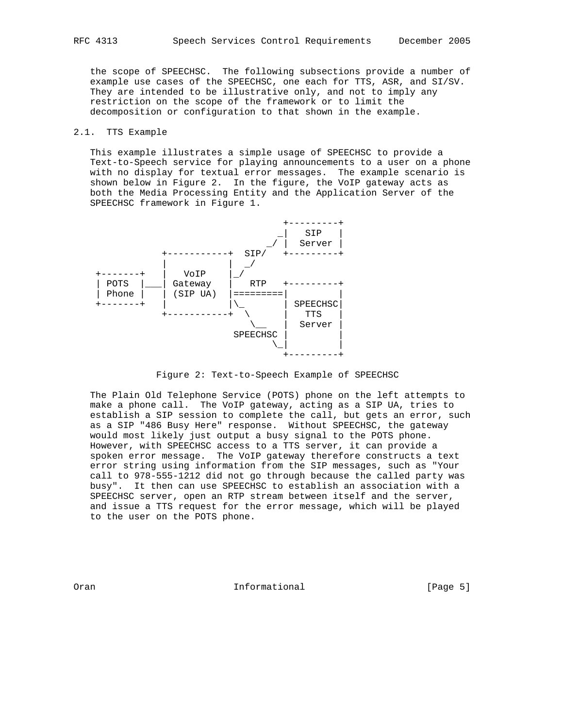the scope of SPEECHSC. The following subsections provide a number of example use cases of the SPEECHSC, one each for TTS, ASR, and SI/SV. They are intended to be illustrative only, and not to imply any restriction on the scope of the framework or to limit the decomposition or configuration to that shown in the example.

### 2.1. TTS Example

This example illustrates a simple usage of SPEECHSC to provide a Text-to-Speech service for playing announcements to a user on a phone with no display for textual error messages. The example scenario is shown below in Figure 2. In the figure, the VoIP gateway acts as both the Media Processing Entity and the Application Server of the SPEECHSC framework in Figure 1.

```
                                      +---------+
                                     _|   SIP   |
                                   _/ |  Server |
             +-----------+  SIP/   +---------+
             |           |  _/
 +-------+   |   VoIP    |_/
 | POTS  |___| Gateway   |   RTP   +---------+
 | Phone |   | (SIP UA)  |=========|         |
 +-------+   |           |\_       | SPEECHSC|
             +-----------+  \      |   TTS   |
                             \__   |  Server |
                         SPEECHSC |         |
                                 \_|         |
                                   +---------+
```

Figure 2: Text-to-Speech Example of SPEECHSC

The Plain Old Telephone Service (POTS) phone on the left attempts to make a phone call. The VoIP gateway, acting as a SIP UA, tries to establish a SIP session to complete the call, but gets an error, such as a SIP "486 Busy Here" response. Without SPEECHSC, the gateway would most likely just output a busy signal to the POTS phone. However, with SPEECHSC access to a TTS server, it can provide a spoken error message. The VoIP gateway therefore constructs a text error string using information from the SIP messages, such as "Your call to 978-555-1212 did not go through because the called party was busy". It then can use SPEECHSC to establish an association with a SPEECHSC server, open an RTP stream between itself and the server, and issue a TTS request for the error message, which will be played to the user on the POTS phone.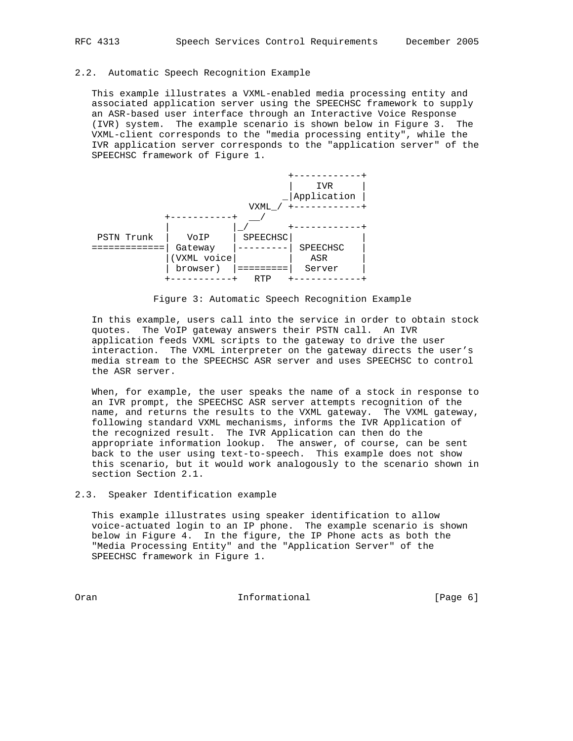### 2.2. Automatic Speech Recognition Example

This example illustrates a VXML-enabled media processing entity and associated application server using the SPEECHSC framework to supply an ASR-based user interface through an Interactive Voice Response (IVR) system. The example scenario is shown below in Figure 3. The VXML-client corresponds to the "media processing entity", while the IVR application server corresponds to the "application server" of the SPEECHSC framework of Figure 1.

```
                                      +------------+
                                      |    IVR     |
                                     _|Application |
                               VXML_/ +------------+
               +-----------+  __/
               |           |_/        +------------+
 PSTN Trunk    |   VoIP    | SPEECHSC|            |
=============| Gateway   |---------| SPEECHSC   |
               |(VXML voice|         |   ASR      |
               | browser)  |=========|  Server    |
               +-----------+   RTP   +------------+
```

Figure 3: Automatic Speech Recognition Example

In this example, users call into the service in order to obtain stock quotes. The VoIP gateway answers their PSTN call. An IVR application feeds VXML scripts to the gateway to drive the user interaction. The VXML interpreter on the gateway directs the user's media stream to the SPEECHSC ASR server and uses SPEECHSC to control the ASR server.

When, for example, the user speaks the name of a stock in response to an IVR prompt, the SPEECHSC ASR server attempts recognition of the name, and returns the results to the VXML gateway. The VXML gateway, following standard VXML mechanisms, informs the IVR Application of the recognized result. The IVR Application can then do the appropriate information lookup. The answer, of course, can be sent back to the user using text-to-speech. This example does not show this scenario, but it would work analogously to the scenario shown in section Section 2.1.

### 2.3. Speaker Identification example

This example illustrates using speaker identification to allow voice-actuated login to an IP phone. The example scenario is shown below in Figure 4. In the figure, the IP Phone acts as both the "Media Processing Entity" and the "Application Server" of the SPEECHSC framework in Figure 1.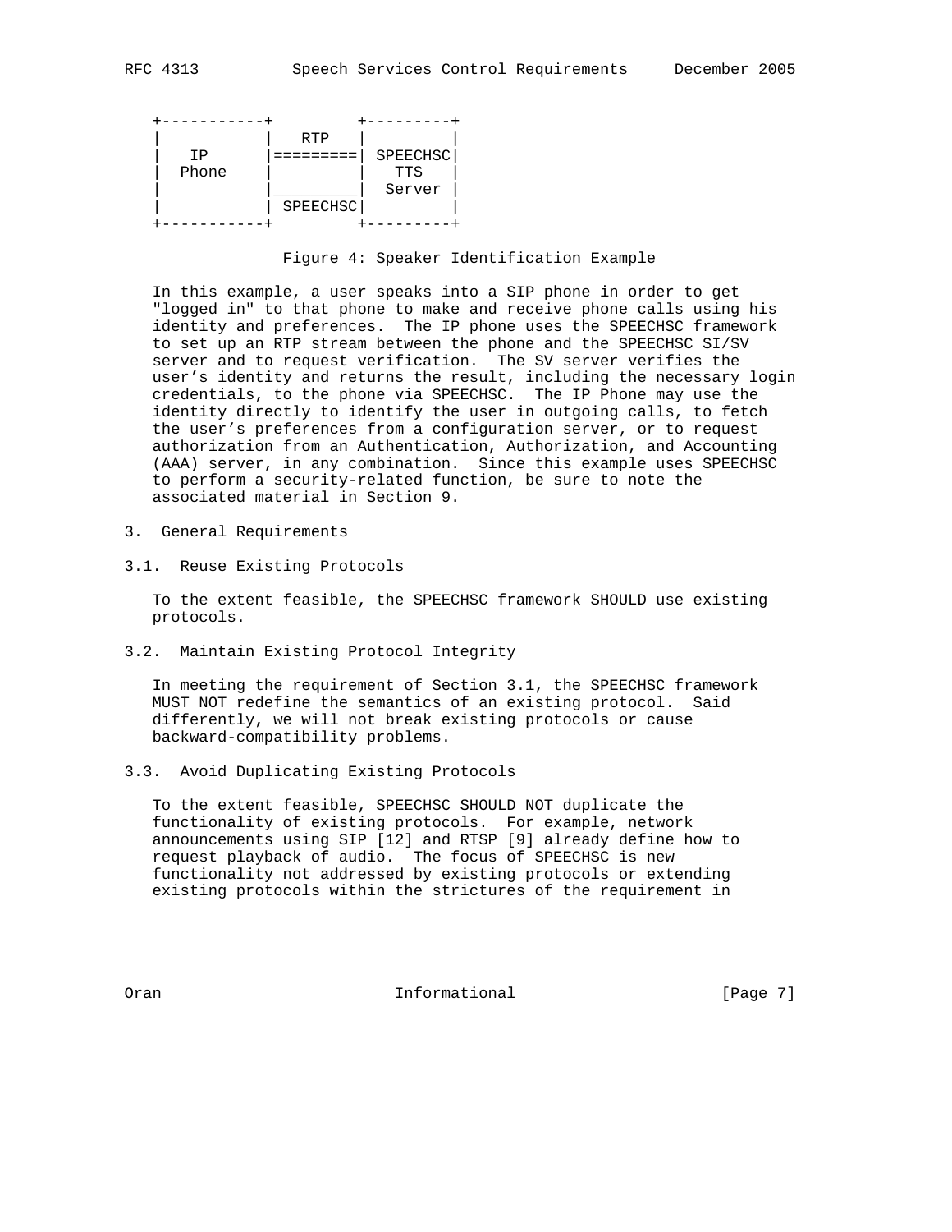```
+-----------+          +---------+
|           |   RTP    |         |
|   IP      |=========| SPEECHSC|
|  Phone    |          |   TTS   |
|           |_________|  Server |
|           | SPEECHSC|         |
+-----------+          +---------+
```

Figure 4: Speaker Identification Example

In this example, a user speaks into a SIP phone in order to get "logged in" to that phone to make and receive phone calls using his identity and preferences. The IP phone uses the SPEECHSC framework to set up an RTP stream between the phone and the SPEECHSC SI/SV server and to request verification. The SV server verifies the user's identity and returns the result, including the necessary login credentials, to the phone via SPEECHSC. The IP Phone may use the identity directly to identify the user in outgoing calls, to fetch the user's preferences from a configuration server, or to request authorization from an Authentication, Authorization, and Accounting (AAA) server, in any combination. Since this example uses SPEECHSC to perform a security-related function, be sure to note the associated material in Section 9.

## 3. General Requirements

### 3.1. Reuse Existing Protocols

To the extent feasible, the SPEECHSC framework SHOULD use existing protocols.

### 3.2. Maintain Existing Protocol Integrity

In meeting the requirement of Section 3.1, the SPEECHSC framework MUST NOT redefine the semantics of an existing protocol. Said differently, we will not break existing protocols or cause backward-compatibility problems.

### 3.3. Avoid Duplicating Existing Protocols

To the extent feasible, SPEECHSC SHOULD NOT duplicate the functionality of existing protocols. For example, network announcements using SIP [12] and RTSP [9] already define how to request playback of audio. The focus of SPEECHSC is new functionality not addressed by existing protocols or extending existing protocols within the strictures of the requirement in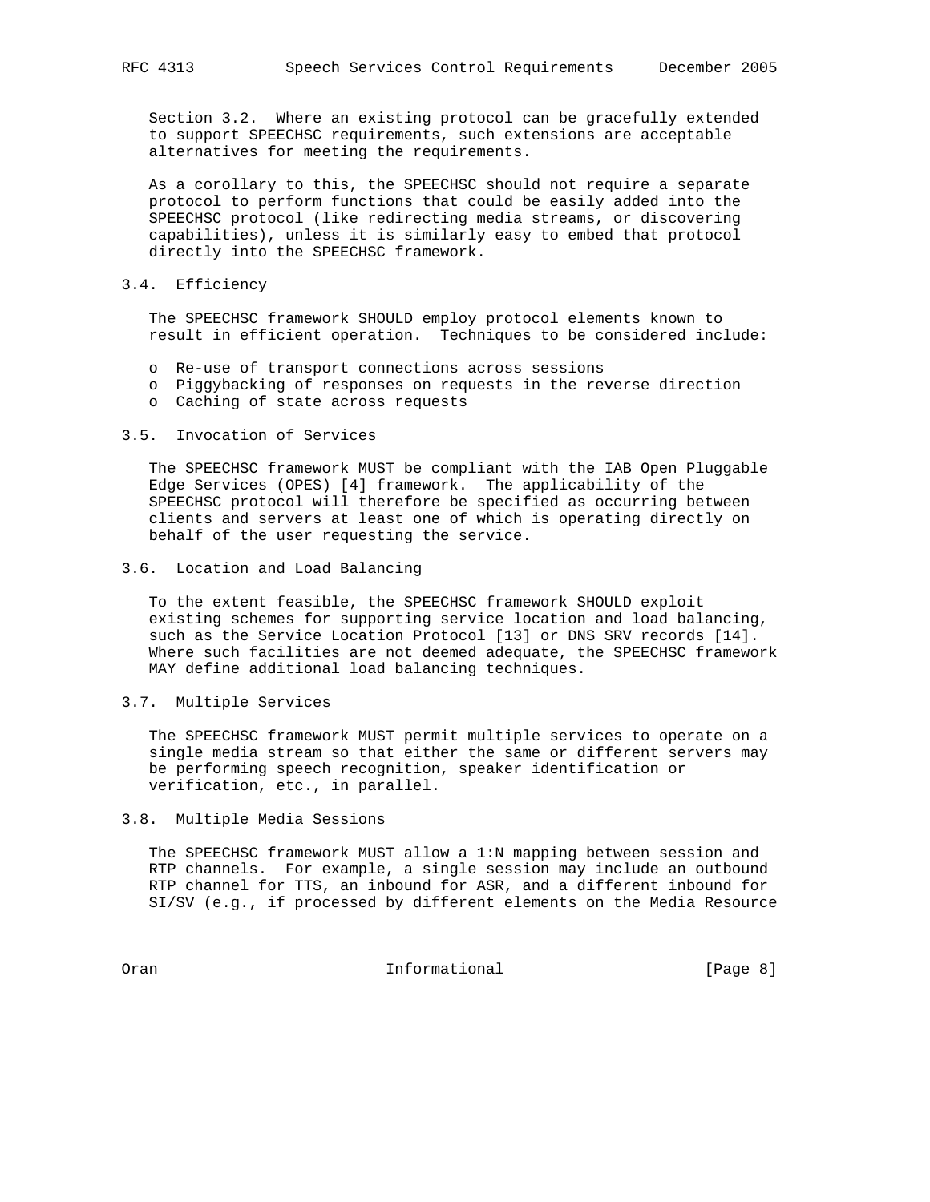Section 3.2. Where an existing protocol can be gracefully extended to support SPEECHSC requirements, such extensions are acceptable alternatives for meeting the requirements.

As a corollary to this, the SPEECHSC should not require a separate protocol to perform functions that could be easily added into the SPEECHSC protocol (like redirecting media streams, or discovering capabilities), unless it is similarly easy to embed that protocol directly into the SPEECHSC framework.

### 3.4. Efficiency

The SPEECHSC framework SHOULD employ protocol elements known to result in efficient operation. Techniques to be considered include:

- Re-use of transport connections across sessions
- Piggybacking of responses on requests in the reverse direction
- Caching of state across requests

### 3.5. Invocation of Services

The SPEECHSC framework MUST be compliant with the IAB Open Pluggable Edge Services (OPES) [4] framework. The applicability of the SPEECHSC protocol will therefore be specified as occurring between clients and servers at least one of which is operating directly on behalf of the user requesting the service.

### 3.6. Location and Load Balancing

To the extent feasible, the SPEECHSC framework SHOULD exploit existing schemes for supporting service location and load balancing, such as the Service Location Protocol [13] or DNS SRV records [14]. Where such facilities are not deemed adequate, the SPEECHSC framework MAY define additional load balancing techniques.

### 3.7. Multiple Services

The SPEECHSC framework MUST permit multiple services to operate on a single media stream so that either the same or different servers may be performing speech recognition, speaker identification or verification, etc., in parallel.

### 3.8. Multiple Media Sessions

The SPEECHSC framework MUST allow a 1:N mapping between session and RTP channels. For example, a single session may include an outbound RTP channel for TTS, an inbound for ASR, and a different inbound for SI/SV (e.g., if processed by different elements on the Media Resource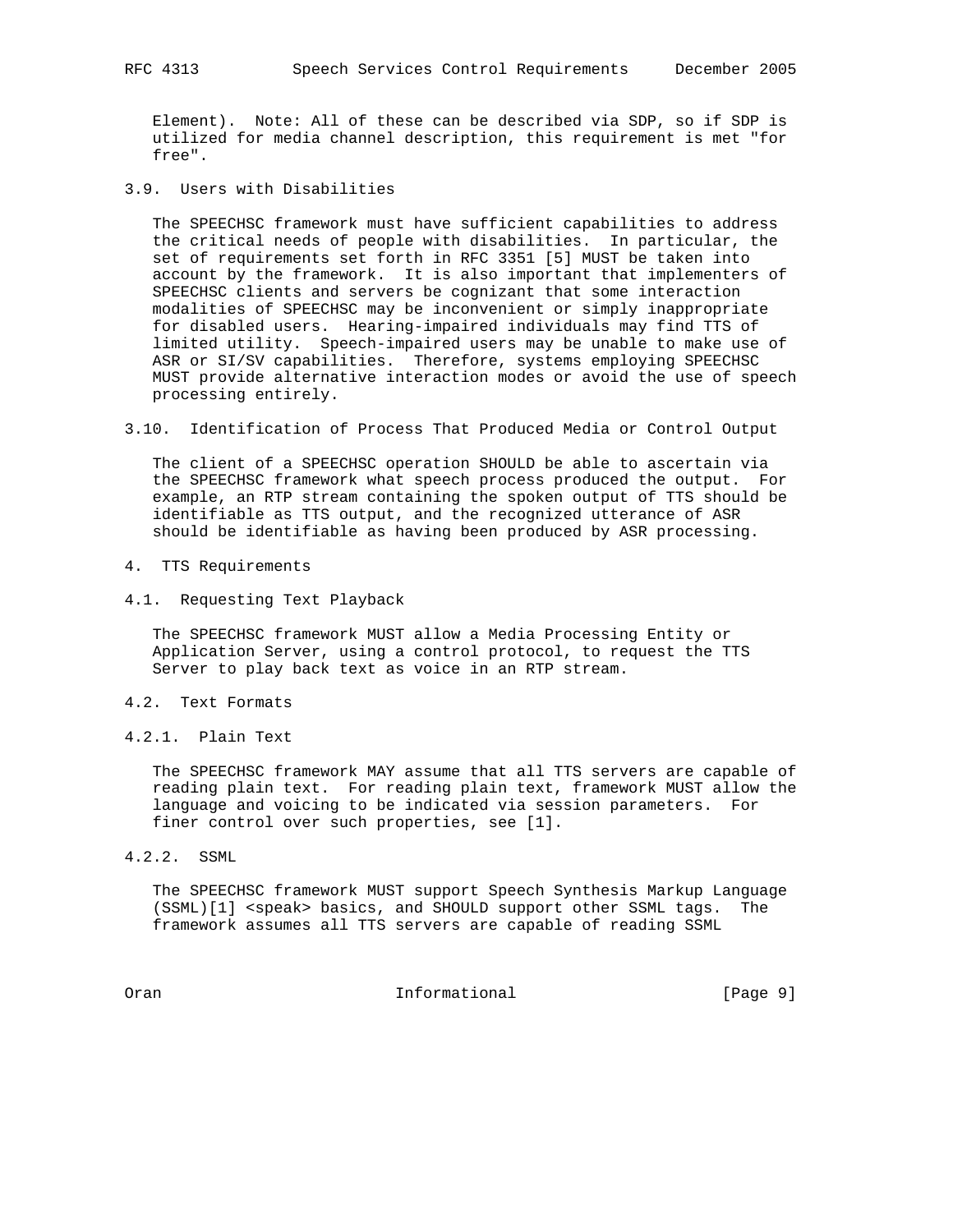Element). Note: All of these can be described via SDP, so if SDP is utilized for media channel description, this requirement is met "for free".

### 3.9. Users with Disabilities

The SPEECHSC framework must have sufficient capabilities to address the critical needs of people with disabilities. In particular, the set of requirements set forth in RFC 3351 [5] MUST be taken into account by the framework. It is also important that implementers of SPEECHSC clients and servers be cognizant that some interaction modalities of SPEECHSC may be inconvenient or simply inappropriate for disabled users. Hearing-impaired individuals may find TTS of limited utility. Speech-impaired users may be unable to make use of ASR or SI/SV capabilities. Therefore, systems employing SPEECHSC MUST provide alternative interaction modes or avoid the use of speech processing entirely.

### 3.10. Identification of Process That Produced Media or Control Output

The client of a SPEECHSC operation SHOULD be able to ascertain via the SPEECHSC framework what speech process produced the output. For example, an RTP stream containing the spoken output of TTS should be identifiable as TTS output, and the recognized utterance of ASR should be identifiable as having been produced by ASR processing.

## 4. TTS Requirements

### 4.1. Requesting Text Playback

The SPEECHSC framework MUST allow a Media Processing Entity or Application Server, using a control protocol, to request the TTS Server to play back text as voice in an RTP stream.

### 4.2. Text Formats

#### 4.2.1. Plain Text

The SPEECHSC framework MAY assume that all TTS servers are capable of reading plain text. For reading plain text, framework MUST allow the language and voicing to be indicated via session parameters. For finer control over such properties, see [1].

#### 4.2.2. SSML

The SPEECHSC framework MUST support Speech Synthesis Markup Language (SSML)[1] <speak> basics, and SHOULD support other SSML tags. The framework assumes all TTS servers are capable of reading SSML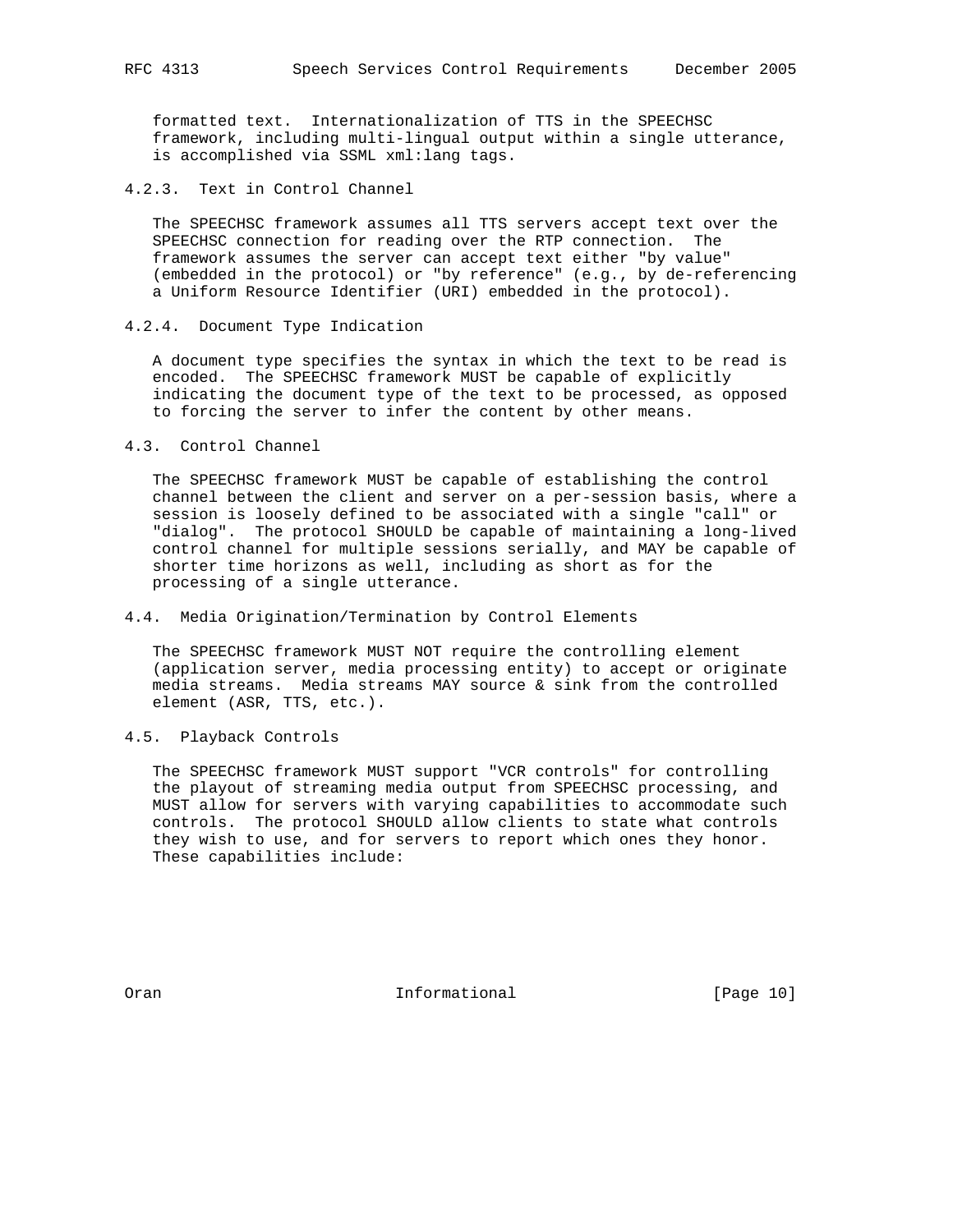formatted text. Internationalization of TTS in the SPEECHSC framework, including multi-lingual output within a single utterance, is accomplished via SSML xml:lang tags.

### 4.2.3. Text in Control Channel

The SPEECHSC framework assumes all TTS servers accept text over the SPEECHSC connection for reading over the RTP connection. The framework assumes the server can accept text either "by value" (embedded in the protocol) or "by reference" (e.g., by de-referencing a Uniform Resource Identifier (URI) embedded in the protocol).

### 4.2.4. Document Type Indication

A document type specifies the syntax in which the text to be read is encoded. The SPEECHSC framework MUST be capable of explicitly indicating the document type of the text to be processed, as opposed to forcing the server to infer the content by other means.

## 4.3. Control Channel

The SPEECHSC framework MUST be capable of establishing the control channel between the client and server on a per-session basis, where a session is loosely defined to be associated with a single "call" or "dialog". The protocol SHOULD be capable of maintaining a long-lived control channel for multiple sessions serially, and MAY be capable of shorter time horizons as well, including as short as for the processing of a single utterance.

## 4.4. Media Origination/Termination by Control Elements

The SPEECHSC framework MUST NOT require the controlling element (application server, media processing entity) to accept or originate media streams. Media streams MAY source & sink from the controlled element (ASR, TTS, etc.).

## 4.5. Playback Controls

The SPEECHSC framework MUST support "VCR controls" for controlling the playout of streaming media output from SPEECHSC processing, and MUST allow for servers with varying capabilities to accommodate such controls. The protocol SHOULD allow clients to state what controls they wish to use, and for servers to report which ones they honor. These capabilities include: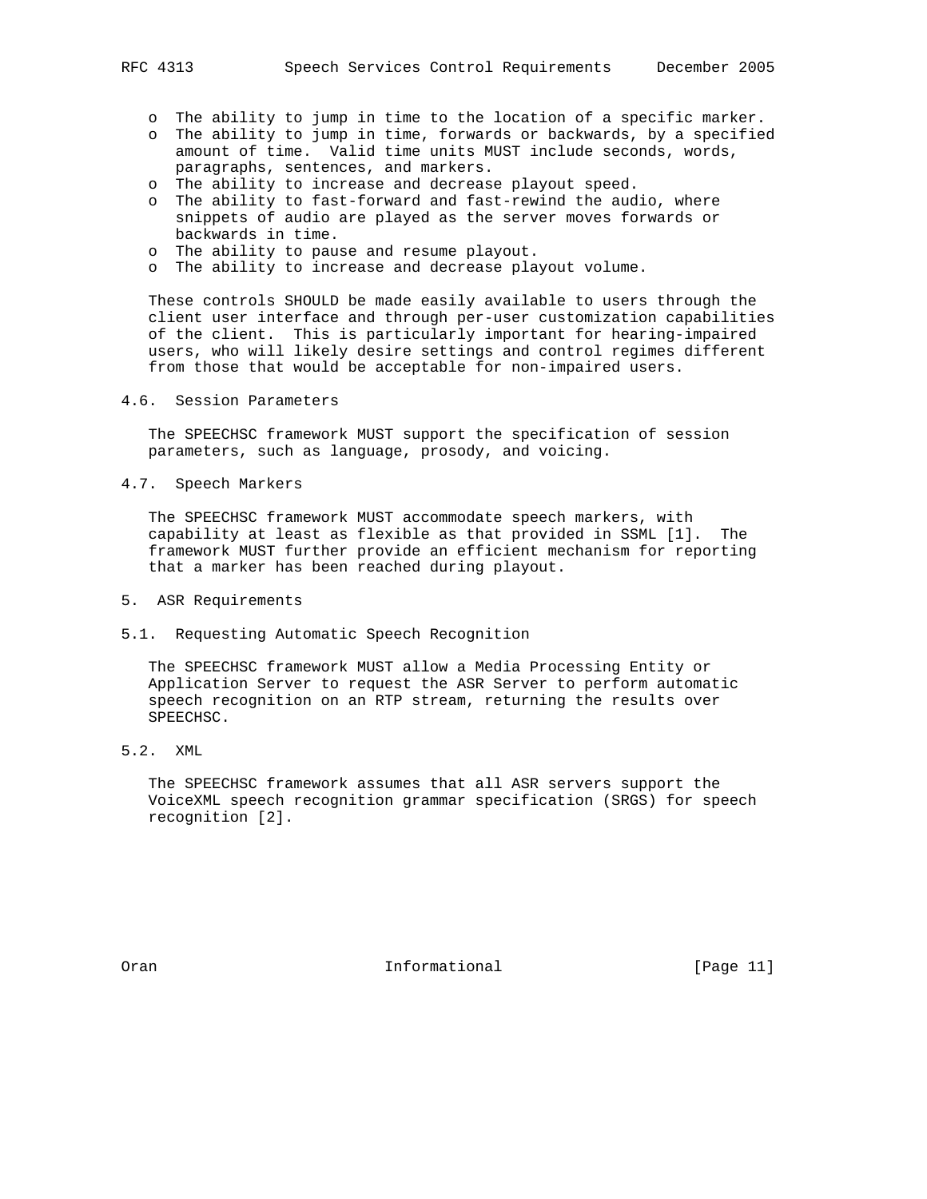- The ability to jump in time to the location of a specific marker.
- The ability to jump in time, forwards or backwards, by a specified amount of time. Valid time units MUST include seconds, words, paragraphs, sentences, and markers.
- The ability to increase and decrease playout speed.
- The ability to fast-forward and fast-rewind the audio, where snippets of audio are played as the server moves forwards or backwards in time.
- The ability to pause and resume playout.
- The ability to increase and decrease playout volume.

These controls SHOULD be made easily available to users through the client user interface and through per-user customization capabilities of the client. This is particularly important for hearing-impaired users, who will likely desire settings and control regimes different from those that would be acceptable for non-impaired users.

### 4.6. Session Parameters

The SPEECHSC framework MUST support the specification of session parameters, such as language, prosody, and voicing.

### 4.7. Speech Markers

The SPEECHSC framework MUST accommodate speech markers, with capability at least as flexible as that provided in SSML [1]. The framework MUST further provide an efficient mechanism for reporting that a marker has been reached during playout.

## 5. ASR Requirements

### 5.1. Requesting Automatic Speech Recognition

The SPEECHSC framework MUST allow a Media Processing Entity or Application Server to request the ASR Server to perform automatic speech recognition on an RTP stream, returning the results over SPEECHSC.

### 5.2. XML

The SPEECHSC framework assumes that all ASR servers support the VoiceXML speech recognition grammar specification (SRGS) for speech recognition [2].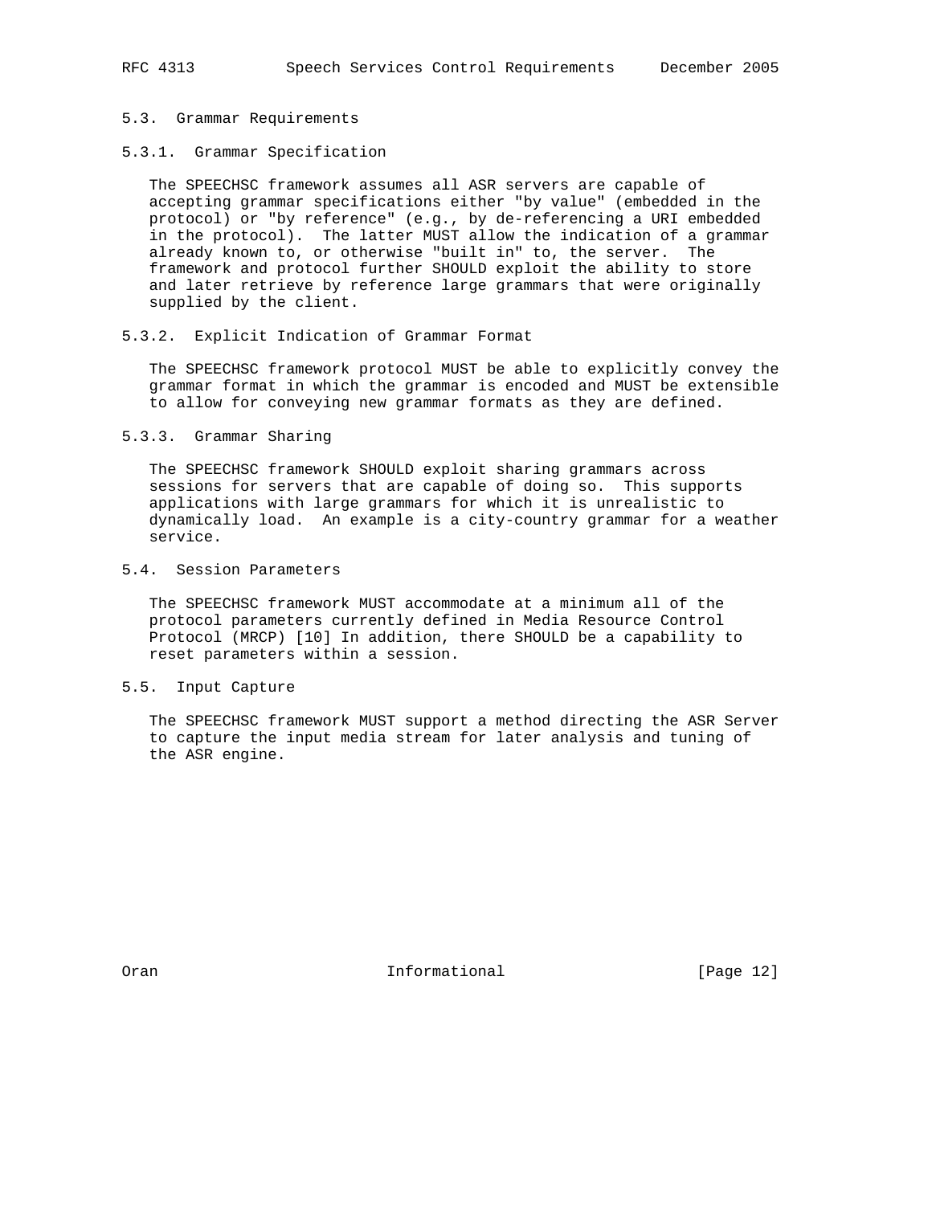### 5.3. Grammar Requirements

#### 5.3.1. Grammar Specification

The SPEECHSC framework assumes all ASR servers are capable of accepting grammar specifications either "by value" (embedded in the protocol) or "by reference" (e.g., by de-referencing a URI embedded in the protocol). The latter MUST allow the indication of a grammar already known to, or otherwise "built in" to, the server. The framework and protocol further SHOULD exploit the ability to store and later retrieve by reference large grammars that were originally supplied by the client.

#### 5.3.2. Explicit Indication of Grammar Format

The SPEECHSC framework protocol MUST be able to explicitly convey the grammar format in which the grammar is encoded and MUST be extensible to allow for conveying new grammar formats as they are defined.

#### 5.3.3. Grammar Sharing

The SPEECHSC framework SHOULD exploit sharing grammars across sessions for servers that are capable of doing so. This supports applications with large grammars for which it is unrealistic to dynamically load. An example is a city-country grammar for a weather service.

### 5.4. Session Parameters

The SPEECHSC framework MUST accommodate at a minimum all of the protocol parameters currently defined in Media Resource Control Protocol (MRCP) [10] In addition, there SHOULD be a capability to reset parameters within a session.

### 5.5. Input Capture

The SPEECHSC framework MUST support a method directing the ASR Server to capture the input media stream for later analysis and tuning of the ASR engine.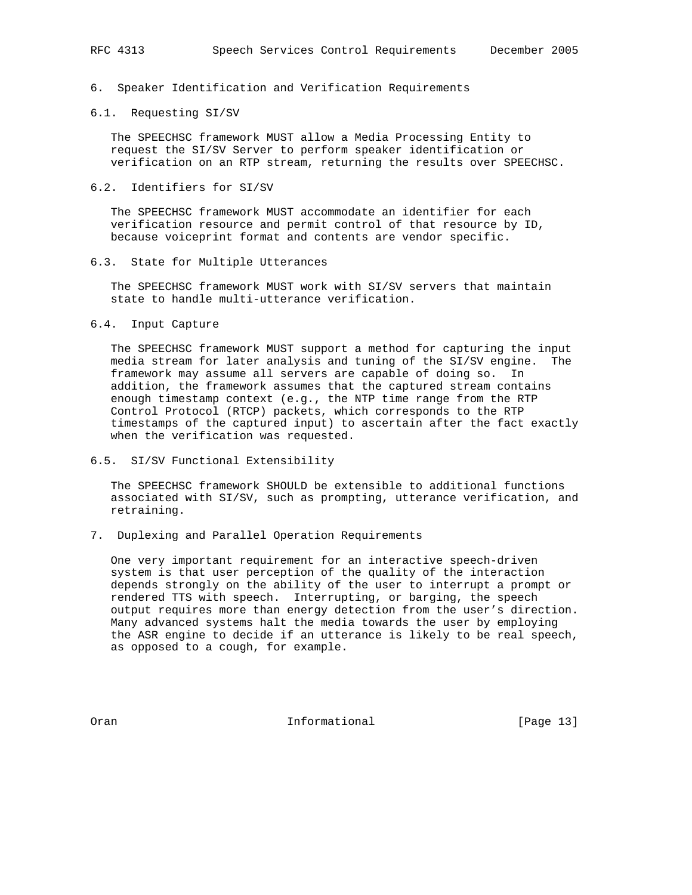## 6. Speaker Identification and Verification Requirements

### 6.1. Requesting SI/SV

The SPEECHSC framework MUST allow a Media Processing Entity to request the SI/SV Server to perform speaker identification or verification on an RTP stream, returning the results over SPEECHSC.

### 6.2. Identifiers for SI/SV

The SPEECHSC framework MUST accommodate an identifier for each verification resource and permit control of that resource by ID, because voiceprint format and contents are vendor specific.

### 6.3. State for Multiple Utterances

The SPEECHSC framework MUST work with SI/SV servers that maintain state to handle multi-utterance verification.

### 6.4. Input Capture

The SPEECHSC framework MUST support a method for capturing the input media stream for later analysis and tuning of the SI/SV engine. The framework may assume all servers are capable of doing so. In addition, the framework assumes that the captured stream contains enough timestamp context (e.g., the NTP time range from the RTP Control Protocol (RTCP) packets, which corresponds to the RTP timestamps of the captured input) to ascertain after the fact exactly when the verification was requested.

### 6.5. SI/SV Functional Extensibility

The SPEECHSC framework SHOULD be extensible to additional functions associated with SI/SV, such as prompting, utterance verification, and retraining.

## 7. Duplexing and Parallel Operation Requirements

One very important requirement for an interactive speech-driven system is that user perception of the quality of the interaction depends strongly on the ability of the user to interrupt a prompt or rendered TTS with speech. Interrupting, or barging, the speech output requires more than energy detection from the user's direction. Many advanced systems halt the media towards the user by employing the ASR engine to decide if an utterance is likely to be real speech, as opposed to a cough, for example.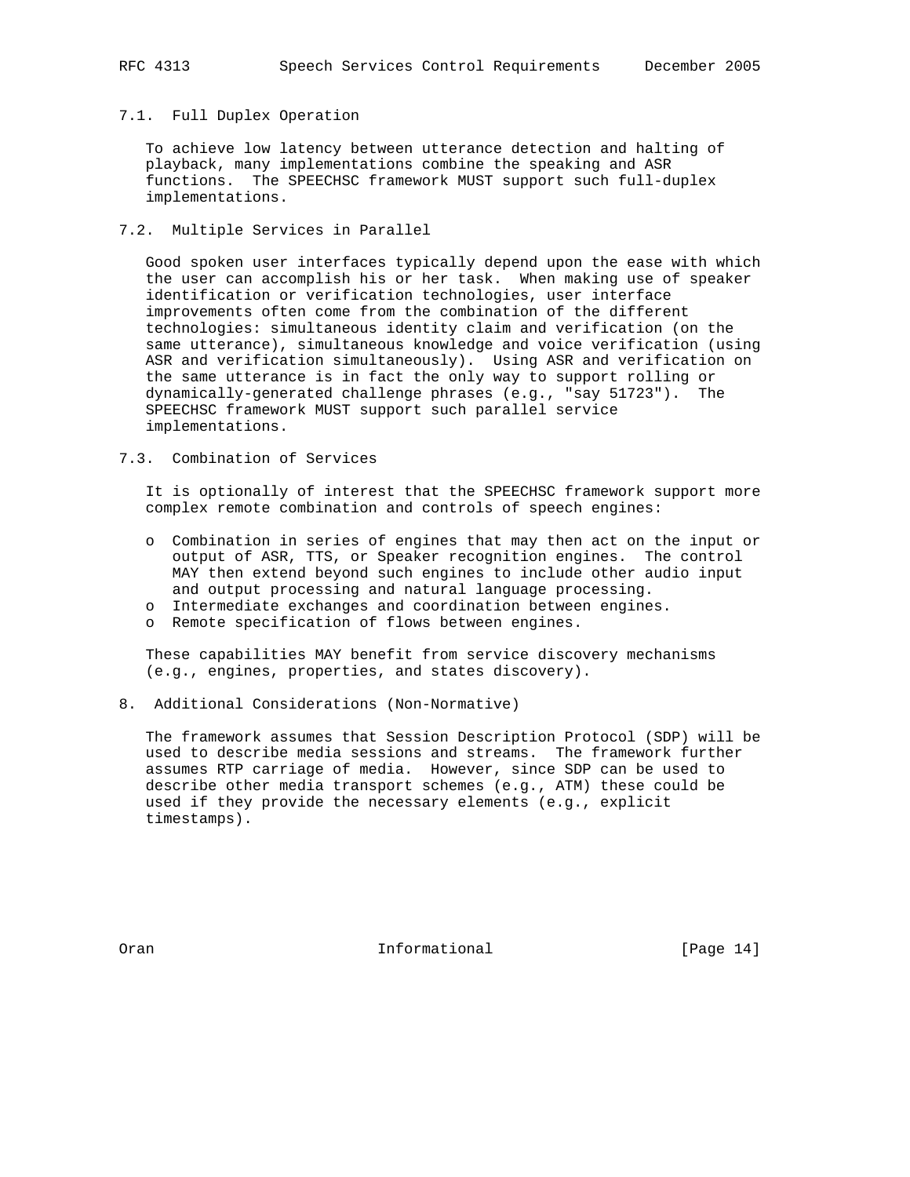### 7.1. Full Duplex Operation

To achieve low latency between utterance detection and halting of playback, many implementations combine the speaking and ASR functions. The SPEECHSC framework MUST support such full-duplex implementations.

### 7.2. Multiple Services in Parallel

Good spoken user interfaces typically depend upon the ease with which the user can accomplish his or her task. When making use of speaker identification or verification technologies, user interface improvements often come from the combination of the different technologies: simultaneous identity claim and verification (on the same utterance), simultaneous knowledge and voice verification (using ASR and verification simultaneously). Using ASR and verification on the same utterance is in fact the only way to support rolling or dynamically-generated challenge phrases (e.g., "say 51723"). The SPEECHSC framework MUST support such parallel service implementations.

### 7.3. Combination of Services

It is optionally of interest that the SPEECHSC framework support more complex remote combination and controls of speech engines:

- Combination in series of engines that may then act on the input or output of ASR, TTS, or Speaker recognition engines. The control MAY then extend beyond such engines to include other audio input and output processing and natural language processing.
- Intermediate exchanges and coordination between engines.
- Remote specification of flows between engines.

These capabilities MAY benefit from service discovery mechanisms (e.g., engines, properties, and states discovery).

## 8. Additional Considerations (Non-Normative)

The framework assumes that Session Description Protocol (SDP) will be used to describe media sessions and streams. The framework further assumes RTP carriage of media. However, since SDP can be used to describe other media transport schemes (e.g., ATM) these could be used if they provide the necessary elements (e.g., explicit timestamps).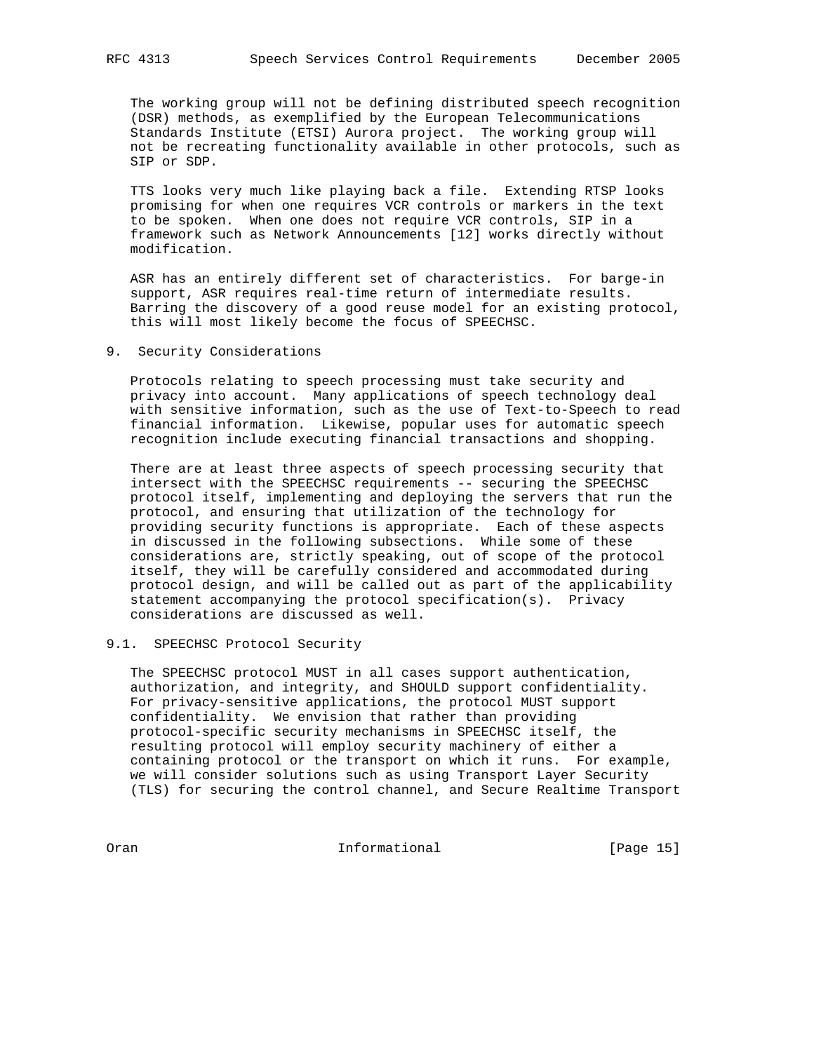The working group will not be defining distributed speech recognition (DSR) methods, as exemplified by the European Telecommunications Standards Institute (ETSI) Aurora project. The working group will not be recreating functionality available in other protocols, such as SIP or SDP.

TTS looks very much like playing back a file. Extending RTSP looks promising for when one requires VCR controls or markers in the text to be spoken. When one does not require VCR controls, SIP in a framework such as Network Announcements [12] works directly without modification.

ASR has an entirely different set of characteristics. For barge-in support, ASR requires real-time return of intermediate results. Barring the discovery of a good reuse model for an existing protocol, this will most likely become the focus of SPEECHSC.

## 9. Security Considerations

Protocols relating to speech processing must take security and privacy into account. Many applications of speech technology deal with sensitive information, such as the use of Text-to-Speech to read financial information. Likewise, popular uses for automatic speech recognition include executing financial transactions and shopping.

There are at least three aspects of speech processing security that intersect with the SPEECHSC requirements -- securing the SPEECHSC protocol itself, implementing and deploying the servers that run the protocol, and ensuring that utilization of the technology for providing security functions is appropriate. Each of these aspects in discussed in the following subsections. While some of these considerations are, strictly speaking, out of scope of the protocol itself, they will be carefully considered and accommodated during protocol design, and will be called out as part of the applicability statement accompanying the protocol specification(s). Privacy considerations are discussed as well.

### 9.1. SPEECHSC Protocol Security

The SPEECHSC protocol MUST in all cases support authentication, authorization, and integrity, and SHOULD support confidentiality. For privacy-sensitive applications, the protocol MUST support confidentiality. We envision that rather than providing protocol-specific security mechanisms in SPEECHSC itself, the resulting protocol will employ security machinery of either a containing protocol or the transport on which it runs. For example, we will consider solutions such as using Transport Layer Security (TLS) for securing the control channel, and Secure Realtime Transport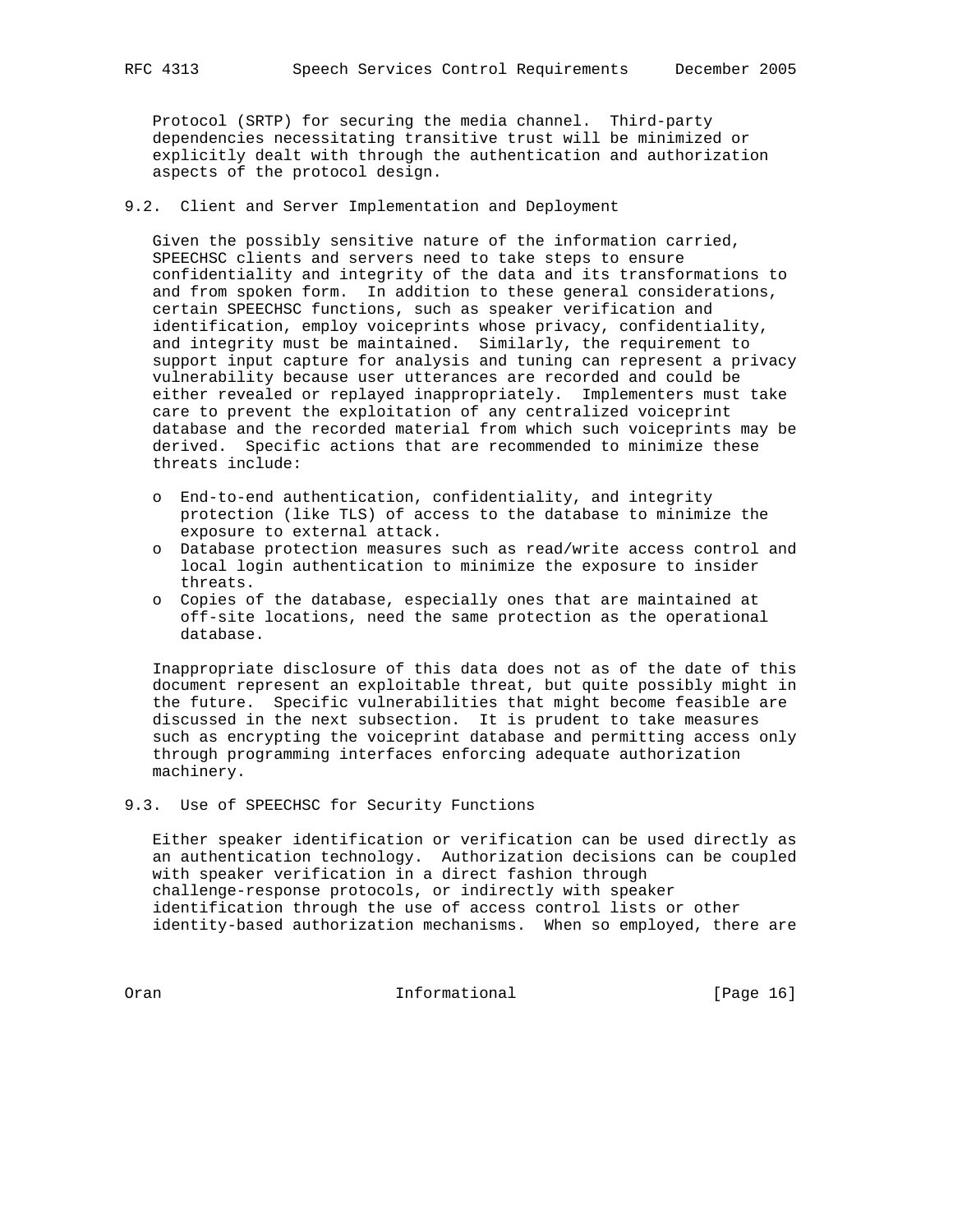Protocol (SRTP) for securing the media channel. Third-party dependencies necessitating transitive trust will be minimized or explicitly dealt with through the authentication and authorization aspects of the protocol design.

## 9.2. Client and Server Implementation and Deployment

Given the possibly sensitive nature of the information carried, SPEECHSC clients and servers need to take steps to ensure confidentiality and integrity of the data and its transformations to and from spoken form. In addition to these general considerations, certain SPEECHSC functions, such as speaker verification and identification, employ voiceprints whose privacy, confidentiality, and integrity must be maintained. Similarly, the requirement to support input capture for analysis and tuning can represent a privacy vulnerability because user utterances are recorded and could be either revealed or replayed inappropriately. Implementers must take care to prevent the exploitation of any centralized voiceprint database and the recorded material from which such voiceprints may be derived. Specific actions that are recommended to minimize these threats include:

- End-to-end authentication, confidentiality, and integrity protection (like TLS) of access to the database to minimize the exposure to external attack.
- Database protection measures such as read/write access control and local login authentication to minimize the exposure to insider threats.
- Copies of the database, especially ones that are maintained at off-site locations, need the same protection as the operational database.

Inappropriate disclosure of this data does not as of the date of this document represent an exploitable threat, but quite possibly might in the future. Specific vulnerabilities that might become feasible are discussed in the next subsection. It is prudent to take measures such as encrypting the voiceprint database and permitting access only through programming interfaces enforcing adequate authorization machinery.

## 9.3. Use of SPEECHSC for Security Functions

Either speaker identification or verification can be used directly as an authentication technology. Authorization decisions can be coupled with speaker verification in a direct fashion through challenge-response protocols, or indirectly with speaker identification through the use of access control lists or other identity-based authorization mechanisms. When so employed, there are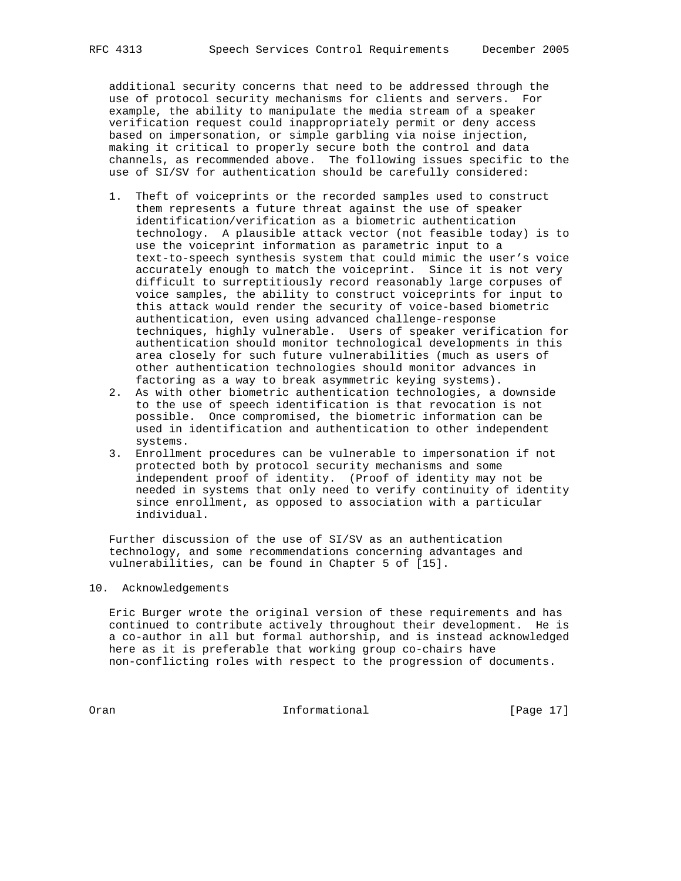additional security concerns that need to be addressed through the use of protocol security mechanisms for clients and servers. For example, the ability to manipulate the media stream of a speaker verification request could inappropriately permit or deny access based on impersonation, or simple garbling via noise injection, making it critical to properly secure both the control and data channels, as recommended above. The following issues specific to the use of SI/SV for authentication should be carefully considered:

1. Theft of voiceprints or the recorded samples used to construct them represents a future threat against the use of speaker identification/verification as a biometric authentication technology. A plausible attack vector (not feasible today) is to use the voiceprint information as parametric input to a text-to-speech synthesis system that could mimic the user's voice accurately enough to match the voiceprint. Since it is not very difficult to surreptitiously record reasonably large corpuses of voice samples, the ability to construct voiceprints for input to this attack would render the security of voice-based biometric authentication, even using advanced challenge-response techniques, highly vulnerable. Users of speaker verification for authentication should monitor technological developments in this area closely for such future vulnerabilities (much as users of other authentication technologies should monitor advances in factoring as a way to break asymmetric keying systems).
2. As with other biometric authentication technologies, a downside to the use of speech identification is that revocation is not possible. Once compromised, the biometric information can be used in identification and authentication to other independent systems.
3. Enrollment procedures can be vulnerable to impersonation if not protected both by protocol security mechanisms and some independent proof of identity. (Proof of identity may not be needed in systems that only need to verify continuity of identity since enrollment, as opposed to association with a particular individual.

Further discussion of the use of SI/SV as an authentication technology, and some recommendations concerning advantages and vulnerabilities, can be found in Chapter 5 of [15].

## 10. Acknowledgements

Eric Burger wrote the original version of these requirements and has continued to contribute actively throughout their development. He is a co-author in all but formal authorship, and is instead acknowledged here as it is preferable that working group co-chairs have non-conflicting roles with respect to the progression of documents.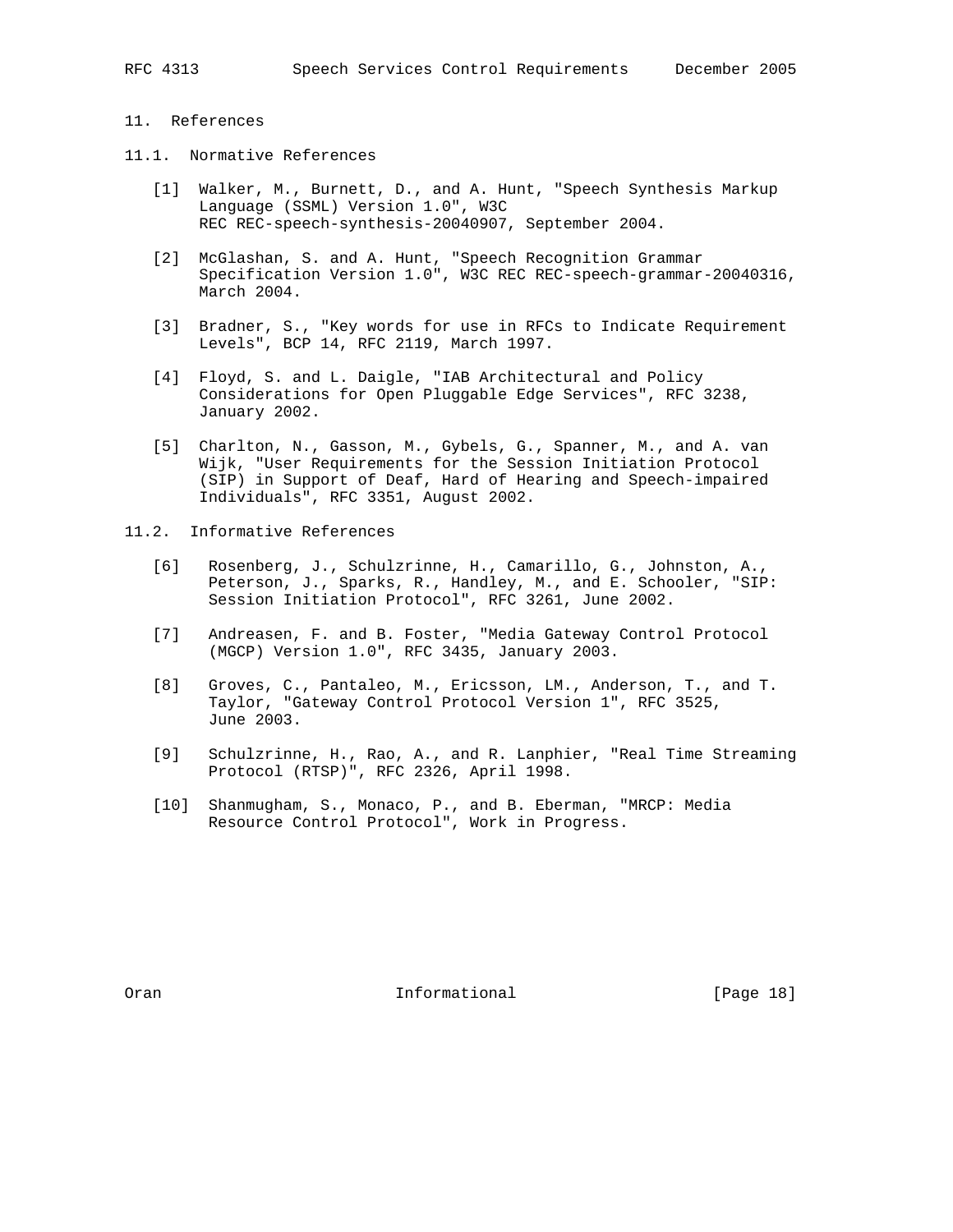## 11. References

### 11.1. Normative References

[1] Walker, M., Burnett, D., and A. Hunt, "Speech Synthesis Markup Language (SSML) Version 1.0", W3C REC REC-speech-synthesis-20040907, September 2004.

[2] McGlashan, S. and A. Hunt, "Speech Recognition Grammar Specification Version 1.0", W3C REC REC-speech-grammar-20040316, March 2004.

[3] Bradner, S., "Key words for use in RFCs to Indicate Requirement Levels", BCP 14, RFC 2119, March 1997.

[4] Floyd, S. and L. Daigle, "IAB Architectural and Policy Considerations for Open Pluggable Edge Services", RFC 3238, January 2002.

[5] Charlton, N., Gasson, M., Gybels, G., Spanner, M., and A. van Wijk, "User Requirements for the Session Initiation Protocol (SIP) in Support of Deaf, Hard of Hearing and Speech-impaired Individuals", RFC 3351, August 2002.

### 11.2. Informative References

[6] Rosenberg, J., Schulzrinne, H., Camarillo, G., Johnston, A., Peterson, J., Sparks, R., Handley, M., and E. Schooler, "SIP: Session Initiation Protocol", RFC 3261, June 2002.

[7] Andreasen, F. and B. Foster, "Media Gateway Control Protocol (MGCP) Version 1.0", RFC 3435, January 2003.

[8] Groves, C., Pantaleo, M., Ericsson, LM., Anderson, T., and T. Taylor, "Gateway Control Protocol Version 1", RFC 3525, June 2003.

[9] Schulzrinne, H., Rao, A., and R. Lanphier, "Real Time Streaming Protocol (RTSP)", RFC 2326, April 1998.

[10] Shanmugham, S., Monaco, P., and B. Eberman, "MRCP: Media Resource Control Protocol", Work in Progress.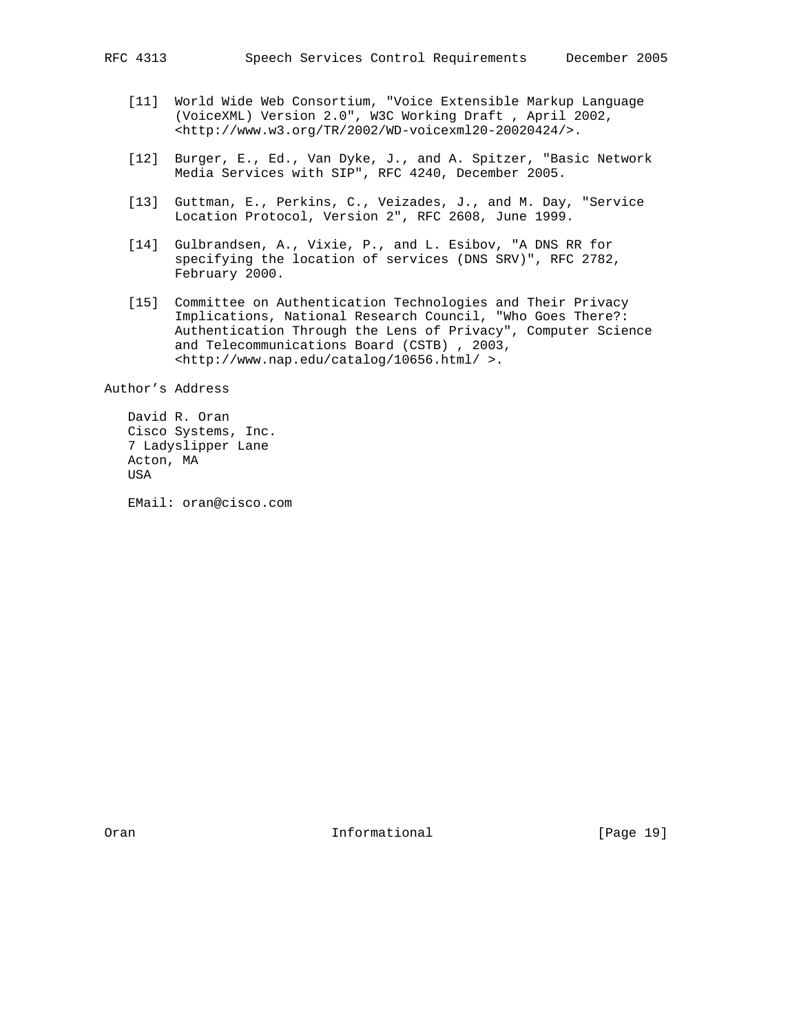[11] World Wide Web Consortium, "Voice Extensible Markup Language (VoiceXML) Version 2.0", W3C Working Draft , April 2002, <http://www.w3.org/TR/2002/WD-voicexml20-20020424/>.

[12] Burger, E., Ed., Van Dyke, J., and A. Spitzer, "Basic Network Media Services with SIP", RFC 4240, December 2005.

[13] Guttman, E., Perkins, C., Veizades, J., and M. Day, "Service Location Protocol, Version 2", RFC 2608, June 1999.

[14] Gulbrandsen, A., Vixie, P., and L. Esibov, "A DNS RR for specifying the location of services (DNS SRV)", RFC 2782, February 2000.

[15] Committee on Authentication Technologies and Their Privacy Implications, National Research Council, "Who Goes There?: Authentication Through the Lens of Privacy", Computer Science and Telecommunications Board (CSTB) , 2003, <http://www.nap.edu/catalog/10656.html/ >.

## Author's Address

David R. Oran
Cisco Systems, Inc.
7 Ladyslipper Lane
Acton, MA
USA

EMail: oran@cisco.com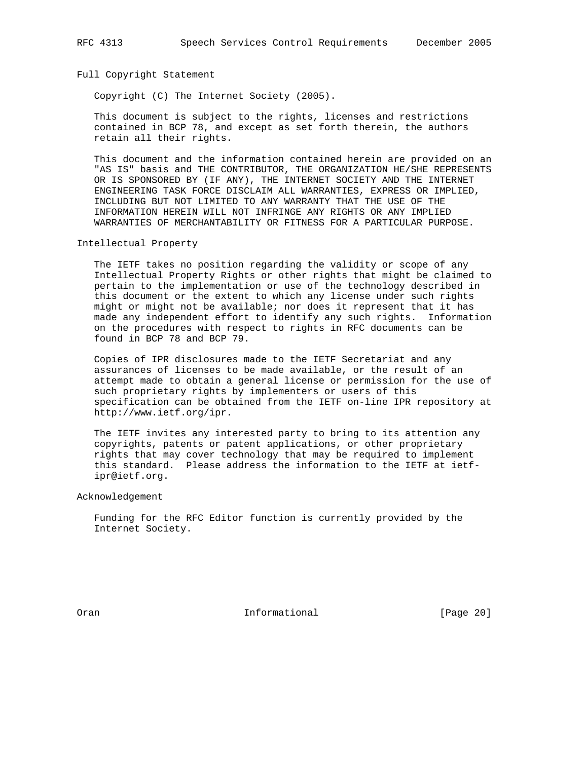## Full Copyright Statement

Copyright (C) The Internet Society (2005).

This document is subject to the rights, licenses and restrictions contained in BCP 78, and except as set forth therein, the authors retain all their rights.

This document and the information contained herein are provided on an "AS IS" basis and THE CONTRIBUTOR, THE ORGANIZATION HE/SHE REPRESENTS OR IS SPONSORED BY (IF ANY), THE INTERNET SOCIETY AND THE INTERNET ENGINEERING TASK FORCE DISCLAIM ALL WARRANTIES, EXPRESS OR IMPLIED, INCLUDING BUT NOT LIMITED TO ANY WARRANTY THAT THE USE OF THE INFORMATION HEREIN WILL NOT INFRINGE ANY RIGHTS OR ANY IMPLIED WARRANTIES OF MERCHANTABILITY OR FITNESS FOR A PARTICULAR PURPOSE.

## Intellectual Property

The IETF takes no position regarding the validity or scope of any Intellectual Property Rights or other rights that might be claimed to pertain to the implementation or use of the technology described in this document or the extent to which any license under such rights might or might not be available; nor does it represent that it has made any independent effort to identify any such rights. Information on the procedures with respect to rights in RFC documents can be found in BCP 78 and BCP 79.

Copies of IPR disclosures made to the IETF Secretariat and any assurances of licenses to be made available, or the result of an attempt made to obtain a general license or permission for the use of such proprietary rights by implementers or users of this specification can be obtained from the IETF on-line IPR repository at http://www.ietf.org/ipr.

The IETF invites any interested party to bring to its attention any copyrights, patents or patent applications, or other proprietary rights that may cover technology that may be required to implement this standard. Please address the information to the IETF at ietf-ipr@ietf.org.

## Acknowledgement

Funding for the RFC Editor function is currently provided by the Internet Society.